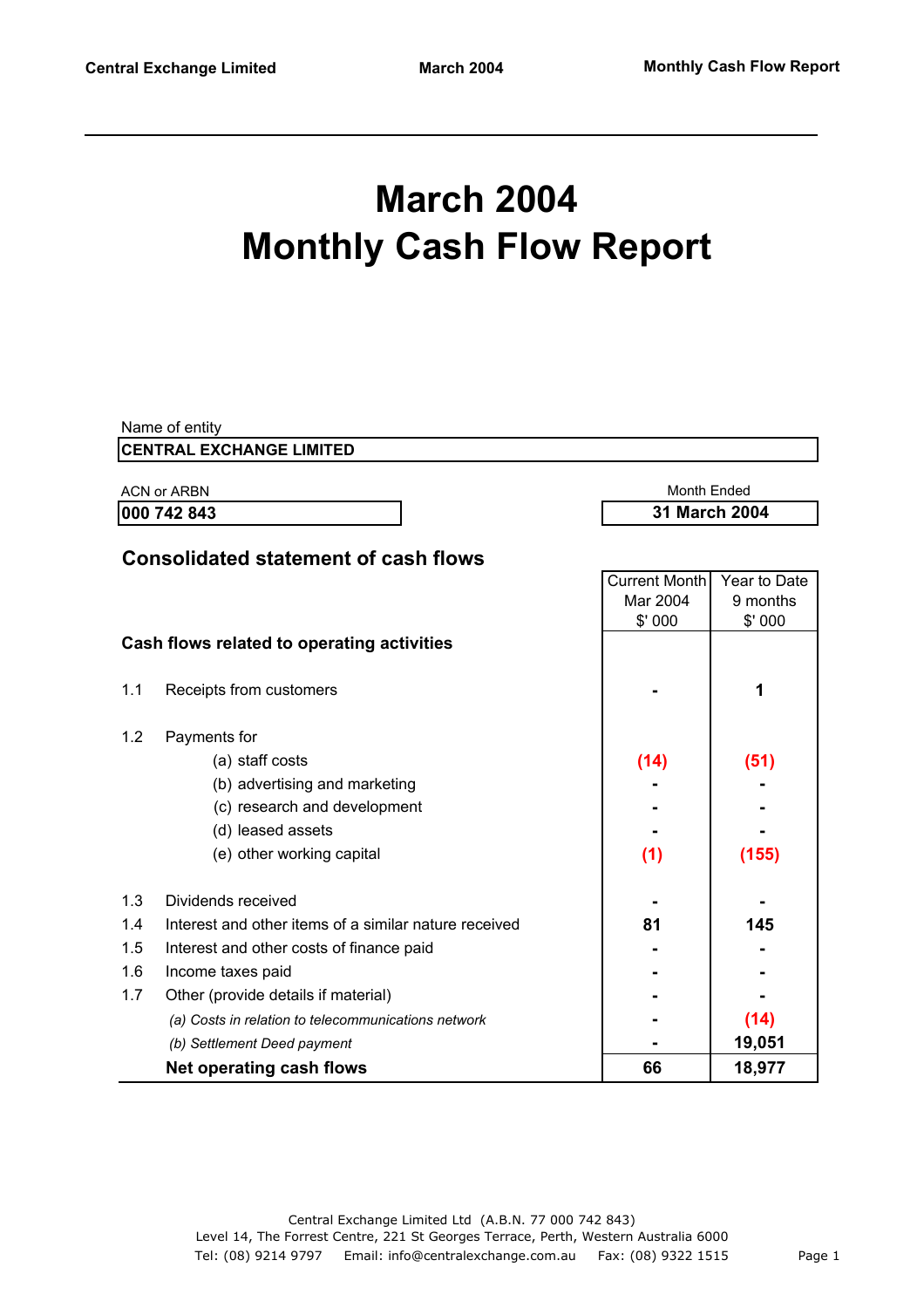# March 2004
# Monthly Cash Flow Report

Name of entity

**CENTRAL EXCHANGE LIMITED**

| ACN or ARBN | Month Ended |
|---|---|
| **000 742 843** | **31 March 2004** |

## Consolidated statement of cash flows

| | | Current Month Mar 2004 $' 000 | Year to Date 9 months $' 000 |
|---|---|---|---|
| **Cash flows related to operating activities** | | | |
| 1.1 | Receipts from customers | **-** | **1** |
| 1.2 | Payments for | | |
| | (a) staff costs | **(14)** | **(51)** |
| | (b) advertising and marketing | **-** | **-** |
| | (c) research and development | **-** | **-** |
| | (d) leased assets | **-** | **-** |
| | (e) other working capital | **(1)** | **(155)** |
| 1.3 | Dividends received | **-** | **-** |
| 1.4 | Interest and other items of a similar nature received | **81** | **145** |
| 1.5 | Interest and other costs of finance paid | **-** | **-** |
| 1.6 | Income taxes paid | **-** | **-** |
| 1.7 | Other (provide details if material) | **-** | **-** |
| | *(a) Costs in relation to telecommunications network* | **-** | **(14)** |
| | *(b) Settlement Deed payment* | **-** | **19,051** |
| | **Net operating cash flows** | **66** | **18,977** |

Central Exchange Limited Ltd (A.B.N. 77 000 742 843)
Level 14, The Forrest Centre, 221 St Georges Terrace, Perth, Western Australia 6000
Tel: (08) 9214 9797 Email: info@centralexchange.com.au Fax: (08) 9322 1515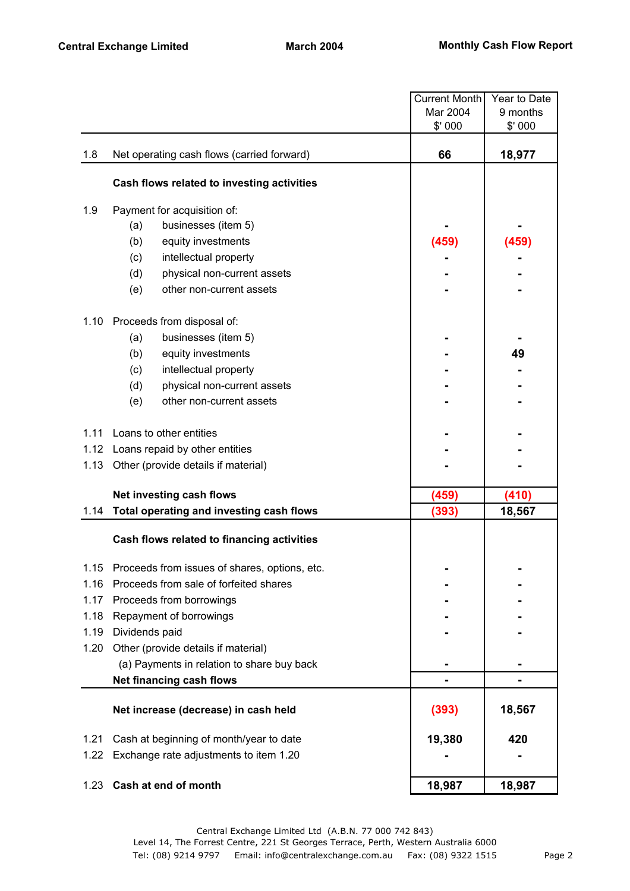| | | Current Month Mar 2004 $' 000 | Year to Date 9 months $' 000 |
|---|---|---|---|
| 1.8 | Net operating cash flows (carried forward) | **66** | **18,977** |
| | **Cash flows related to investing activities** | | |
| 1.9 | Payment for acquisition of: | | |
| | (a) businesses (item 5) | - | - |
| | (b) equity investments | (459) | (459) |
| | (c) intellectual property | - | - |
| | (d) physical non-current assets | - | - |
| | (e) other non-current assets | - | - |
| 1.10 | Proceeds from disposal of: | | |
| | (a) businesses (item 5) | - | - |
| | (b) equity investments | - | 49 |
| | (c) intellectual property | - | - |
| | (d) physical non-current assets | - | - |
| | (e) other non-current assets | - | - |
| 1.11 | Loans to other entities | - | - |
| 1.12 | Loans repaid by other entities | - | - |
| 1.13 | Other (provide details if material) | - | - |
| | **Net investing cash flows** | **(459)** | **(410)** |
| 1.14 | **Total operating and investing cash flows** | **(393)** | **18,567** |
| | **Cash flows related to financing activities** | | |
| 1.15 | Proceeds from issues of shares, options, etc. | - | - |
| 1.16 | Proceeds from sale of forfeited shares | - | - |
| 1.17 | Proceeds from borrowings | - | - |
| 1.18 | Repayment of borrowings | - | - |
| 1.19 | Dividends paid | - | - |
| 1.20 | Other (provide details if material) | | |
| | (a) Payments in relation to share buy back | - | - |
| | **Net financing cash flows** | - | - |
| | **Net increase (decrease) in cash held** | **(393)** | **18,567** |
| 1.21 | Cash at beginning of month/year to date | **19,380** | **420** |
| 1.22 | Exchange rate adjustments to item 1.20 | - | - |
| 1.23 | **Cash at end of month** | **18,987** | **18,987** |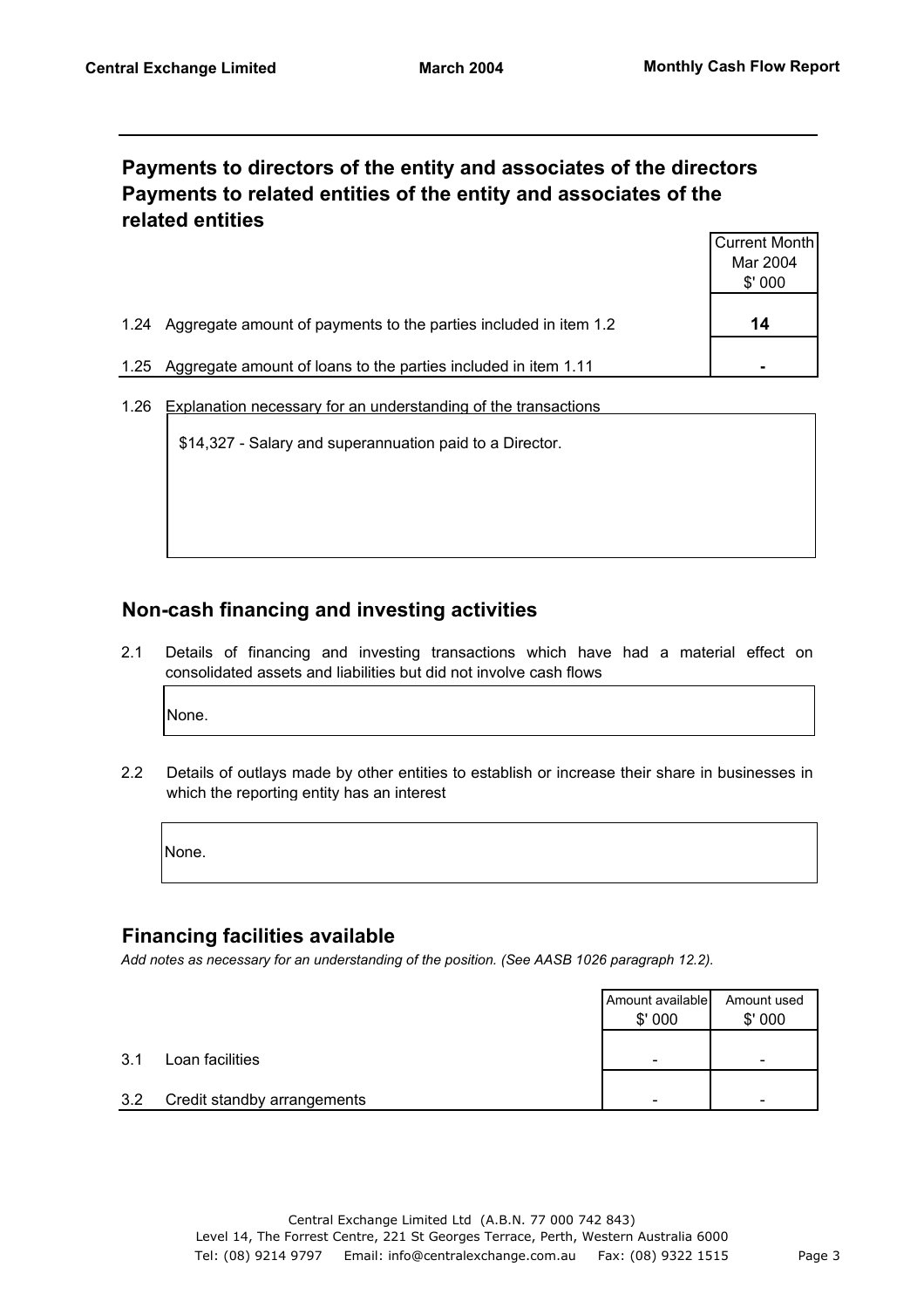## Payments to directors of the entity and associates of the directors Payments to related entities of the entity and associates of the related entities

| | | Current Month Mar 2004 $' 000 |
|---|---|---|
| 1.24 | Aggregate amount of payments to the parties included in item 1.2 | **14** |
| 1.25 | Aggregate amount of loans to the parties included in item 1.11 | **-** |

1.26 Explanation necessary for an understanding of the transactions

$14,327 - Salary and superannuation paid to a Director.

## Non-cash financing and investing activities

2.1 Details of financing and investing transactions which have had a material effect on consolidated assets and liabilities but did not involve cash flows

None.

2.2 Details of outlays made by other entities to establish or increase their share in businesses in which the reporting entity has an interest

None.

## Financing facilities available

*Add notes as necessary for an understanding of the position. (See AASB 1026 paragraph 12.2).*

| | | Amount available $' 000 | Amount used $' 000 |
|---|---|---|---|
| 3.1 | Loan facilities | - | - |
| 3.2 | Credit standby arrangements | - | - |

Central Exchange Limited Ltd (A.B.N. 77 000 742 843)
Level 14, The Forrest Centre, 221 St Georges Terrace, Perth, Western Australia 6000
Tel: (08) 9214 9797 Email: info@centralexchange.com.au Fax: (08) 9322 1515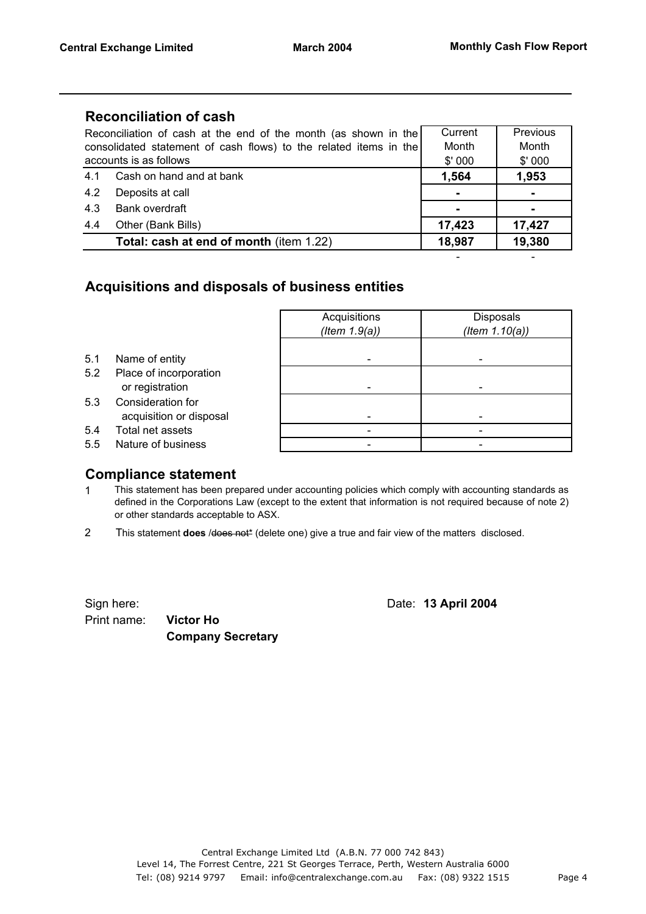## Reconciliation of cash

| Reconciliation of cash at the end of the month (as shown in the consolidated statement of cash flows) to the related items in the accounts is as follows | | Current Month $' 000 | Previous Month $' 000 |
|---|---|---|---|
| 4.1 | Cash on hand and at bank | **1,564** | **1,953** |
| 4.2 | Deposits at call | **-** | **-** |
| 4.3 | Bank overdraft | **-** | **-** |
| 4.4 | Other (Bank Bills) | **17,423** | **17,427** |
| | **Total: cash at end of month** (item 1.22) | **18,987** | **19,380** |
| | | - | - |

## Acquisitions and disposals of business entities

| | | Acquisitions *(Item 1.9(a))* | Disposals *(Item 1.10(a))* |
|---|---|---|---|
| 5.1 | Name of entity | - | - |
| 5.2 | Place of incorporation or registration | - | - |
| 5.3 | Consideration for acquisition or disposal | - | - |
| 5.4 | Total net assets | - | - |
| 5.5 | Nature of business | - | - |

## Compliance statement

1 This statement has been prepared under accounting policies which comply with accounting standards as defined in the Corporations Law (except to the extent that information is not required because of note 2) or other standards acceptable to ASX.

2 This statement **does** /~~does not*~~ (delete one) give a true and fair view of the matters disclosed.

Sign here: Date: **13 April 2004**

Print name: **Victor Ho**
**Company Secretary**

Central Exchange Limited Ltd (A.B.N. 77 000 742 843)
Level 14, The Forrest Centre, 221 St Georges Terrace, Perth, Western Australia 6000
Tel: (08) 9214 9797 Email: info@centralexchange.com.au Fax: (08) 9322 1515